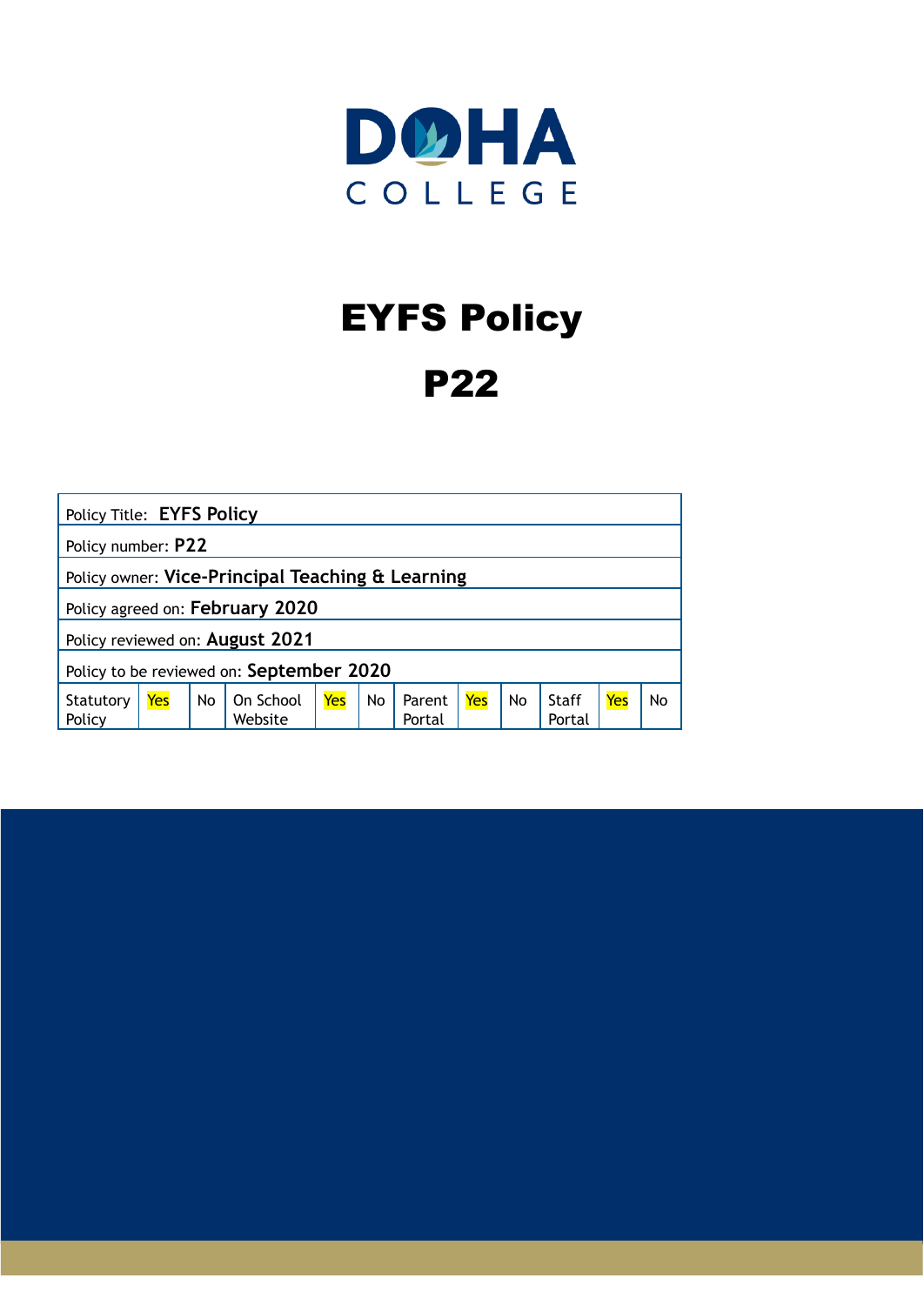DOHA
COLLEGE

# EYFS Policy

# P22

| Policy Title: **EYFS Policy** | | | | | | | | | | | |
|---|---|---|---|---|---|---|---|---|---|---|---|
| Policy number: **P22** | | | | | | | | | | | |
| Policy owner: **Vice-Principal Teaching & Learning** | | | | | | | | | | | |
| Policy agreed on: **February 2020** | | | | | | | | | | | |
| Policy reviewed on: **August 2021** | | | | | | | | | | | |
| Policy to be reviewed on: **September 2020** | | | | | | | | | | | |
| Statutory Policy | Yes | No | On School Website | Yes | No | Parent Portal | Yes | No | Staff Portal | Yes | No |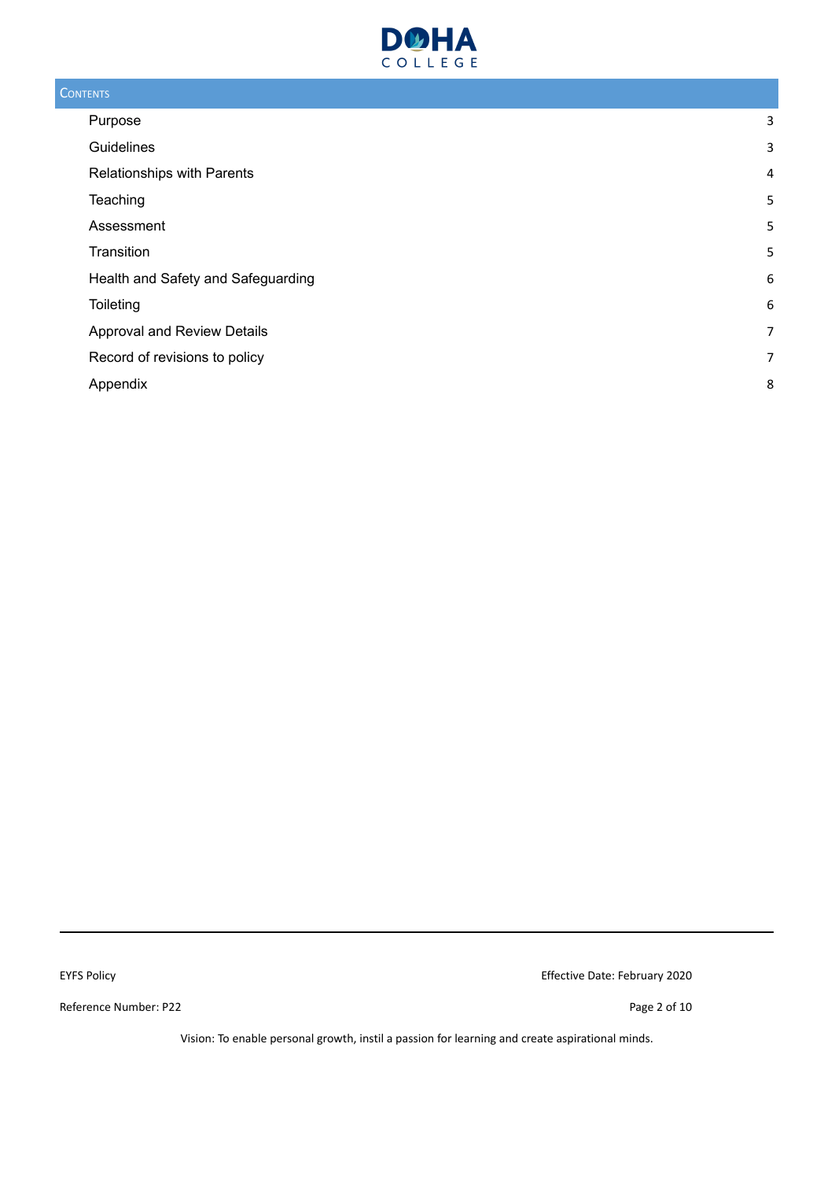## CONTENTS

| | |
|---|---|
| Purpose | 3 |
| Guidelines | 3 |
| Relationships with Parents | 4 |
| Teaching | 5 |
| Assessment | 5 |
| Transition | 5 |
| Health and Safety and Safeguarding | 6 |
| Toileting | 6 |
| Approval and Review Details | 7 |
| Record of revisions to policy | 7 |
| Appendix | 8 |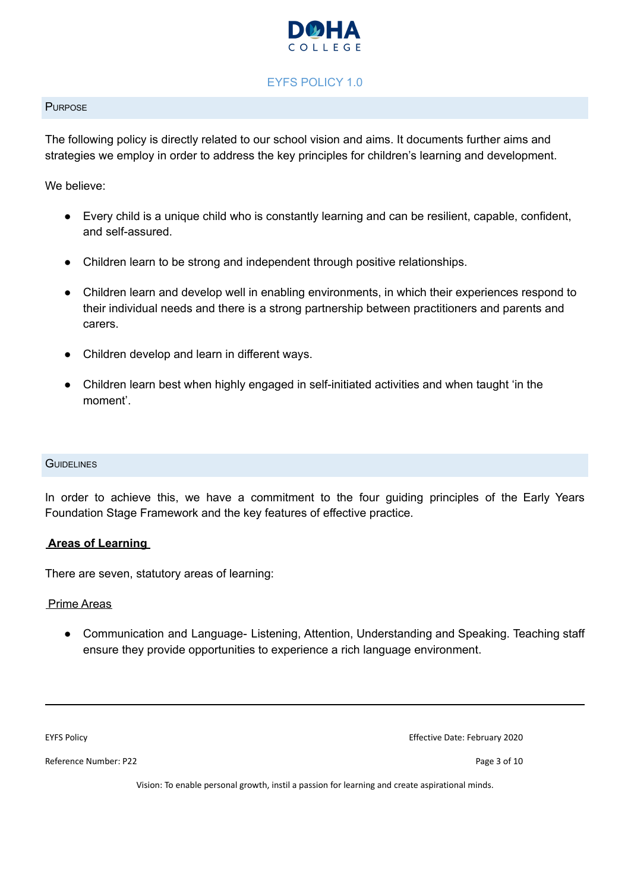# EYFS POLICY 1.0

## Purpose

The following policy is directly related to our school vision and aims. It documents further aims and strategies we employ in order to address the key principles for children's learning and development.

We believe:

- Every child is a unique child who is constantly learning and can be resilient, capable, confident, and self-assured.
- Children learn to be strong and independent through positive relationships.
- Children learn and develop well in enabling environments, in which their experiences respond to their individual needs and there is a strong partnership between practitioners and parents and carers.
- Children develop and learn in different ways.
- Children learn best when highly engaged in self-initiated activities and when taught 'in the moment'.

## Guidelines

In order to achieve this, we have a commitment to the four guiding principles of the Early Years Foundation Stage Framework and the key features of effective practice.

**Areas of Learning**

There are seven, statutory areas of learning:

Prime Areas

- Communication and Language- Listening, Attention, Understanding and Speaking. Teaching staff ensure they provide opportunities to experience a rich language environment.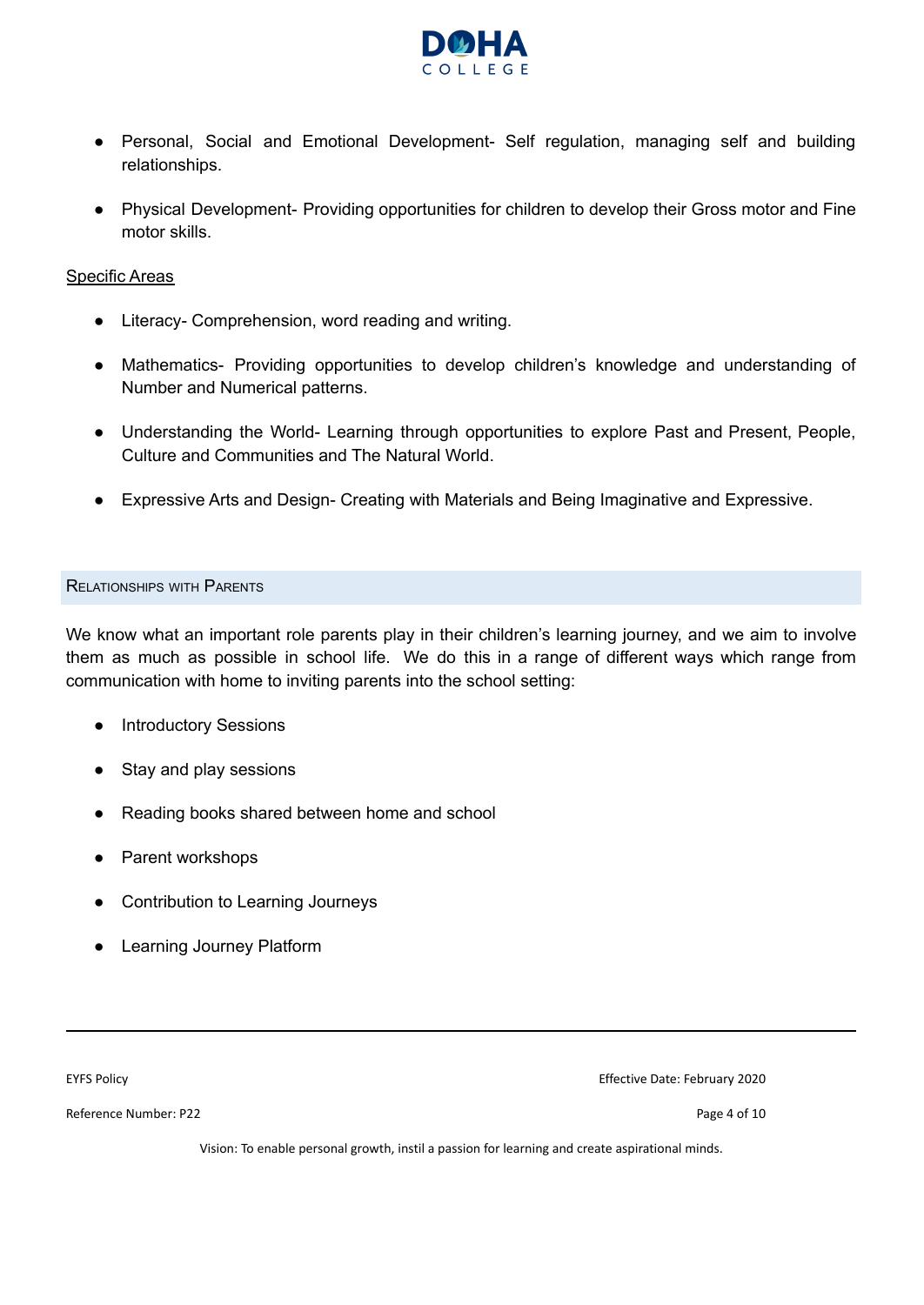- Personal, Social and Emotional Development- Self regulation, managing self and building relationships.

- Physical Development- Providing opportunities for children to develop their Gross motor and Fine motor skills.

Specific Areas

- Literacy- Comprehension, word reading and writing.

- Mathematics- Providing opportunities to develop children's knowledge and understanding of Number and Numerical patterns.

- Understanding the World- Learning through opportunities to explore Past and Present, People, Culture and Communities and The Natural World.

- Expressive Arts and Design- Creating with Materials and Being Imaginative and Expressive.

## Relationships with Parents

We know what an important role parents play in their children's learning journey, and we aim to involve them as much as possible in school life. We do this in a range of different ways which range from communication with home to inviting parents into the school setting:

- Introductory Sessions

- Stay and play sessions

- Reading books shared between home and school

- Parent workshops

- Contribution to Learning Journeys

- Learning Journey Platform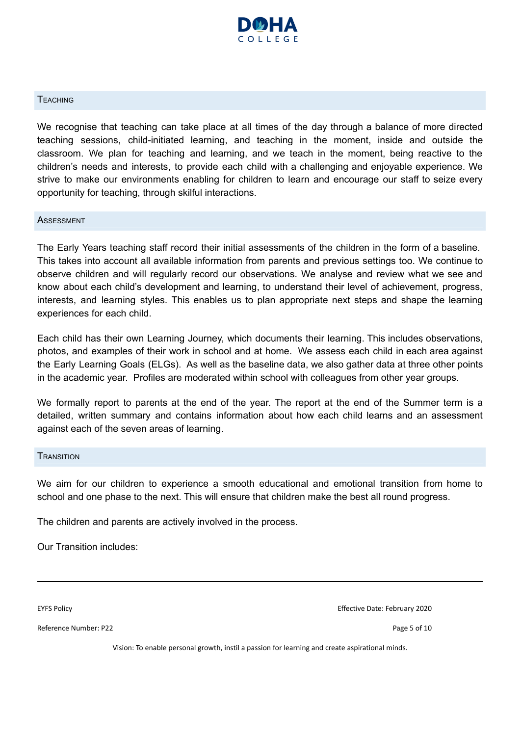## Teaching

We recognise that teaching can take place at all times of the day through a balance of more directed teaching sessions, child-initiated learning, and teaching in the moment, inside and outside the classroom. We plan for teaching and learning, and we teach in the moment, being reactive to the children's needs and interests, to provide each child with a challenging and enjoyable experience. We strive to make our environments enabling for children to learn and encourage our staff to seize every opportunity for teaching, through skilful interactions.

## Assessment

The Early Years teaching staff record their initial assessments of the children in the form of a baseline. This takes into account all available information from parents and previous settings too. We continue to observe children and will regularly record our observations. We analyse and review what we see and know about each child's development and learning, to understand their level of achievement, progress, interests, and learning styles. This enables us to plan appropriate next steps and shape the learning experiences for each child.

Each child has their own Learning Journey, which documents their learning. This includes observations, photos, and examples of their work in school and at home. We assess each child in each area against the Early Learning Goals (ELGs). As well as the baseline data, we also gather data at three other points in the academic year. Profiles are moderated within school with colleagues from other year groups.

We formally report to parents at the end of the year. The report at the end of the Summer term is a detailed, written summary and contains information about how each child learns and an assessment against each of the seven areas of learning.

## Transition

We aim for our children to experience a smooth educational and emotional transition from home to school and one phase to the next. This will ensure that children make the best all round progress.

The children and parents are actively involved in the process.

Our Transition includes: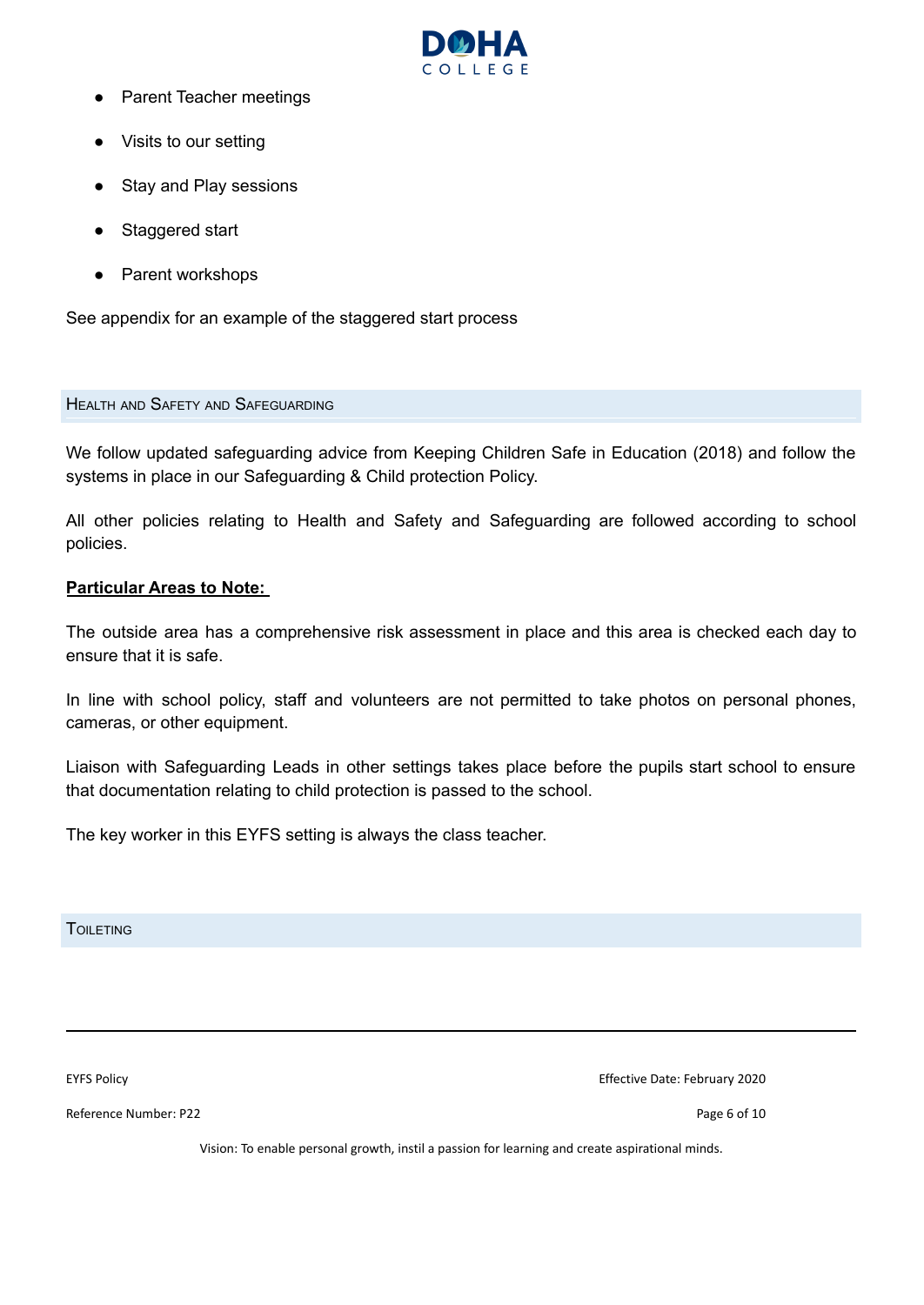- Parent Teacher meetings
- Visits to our setting
- Stay and Play sessions
- Staggered start
- Parent workshops

See appendix for an example of the staggered start process

## Health and Safety and Safeguarding

We follow updated safeguarding advice from Keeping Children Safe in Education (2018) and follow the systems in place in our Safeguarding & Child protection Policy.

All other policies relating to Health and Safety and Safeguarding are followed according to school policies.

**Particular Areas to Note:**

The outside area has a comprehensive risk assessment in place and this area is checked each day to ensure that it is safe.

In line with school policy, staff and volunteers are not permitted to take photos on personal phones, cameras, or other equipment.

Liaison with Safeguarding Leads in other settings takes place before the pupils start school to ensure that documentation relating to child protection is passed to the school.

The key worker in this EYFS setting is always the class teacher.

## Toileting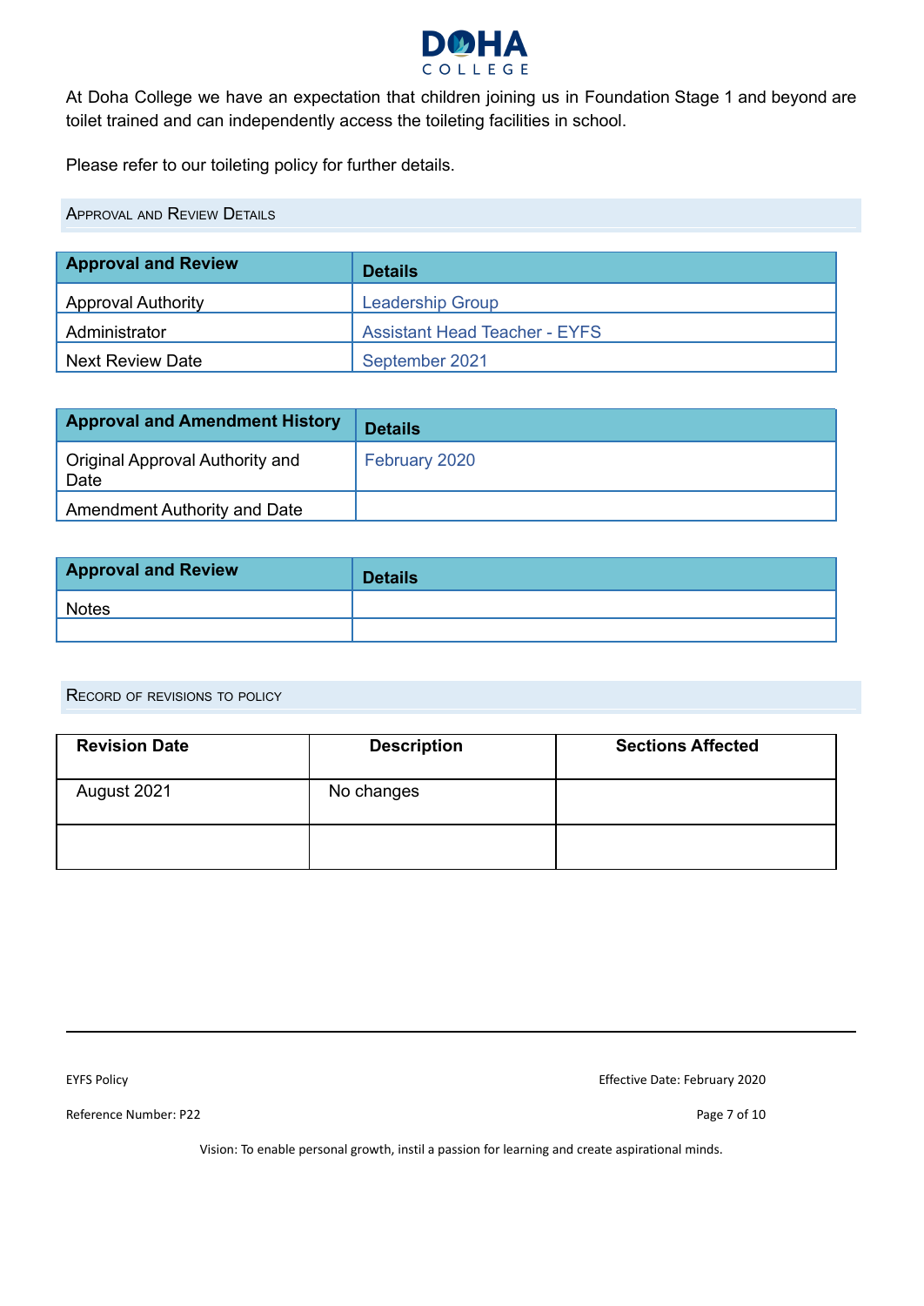At Doha College we have an expectation that children joining us in Foundation Stage 1 and beyond are toilet trained and can independently access the toileting facilities in school.

Please refer to our toileting policy for further details.

## Approval and Review Details

| Approval and Review | Details |
|---|---|
| Approval Authority | Leadership Group |
| Administrator | Assistant Head Teacher - EYFS |
| Next Review Date | September 2021 |

| Approval and Amendment History | Details |
|---|---|
| Original Approval Authority and Date | February 2020 |
| Amendment Authority and Date | |

| Approval and Review | Details |
|---|---|
| Notes | |
| | |

## Record of revisions to policy

| Revision Date | Description | Sections Affected |
|---|---|---|
| August 2021 | No changes | |
| | | |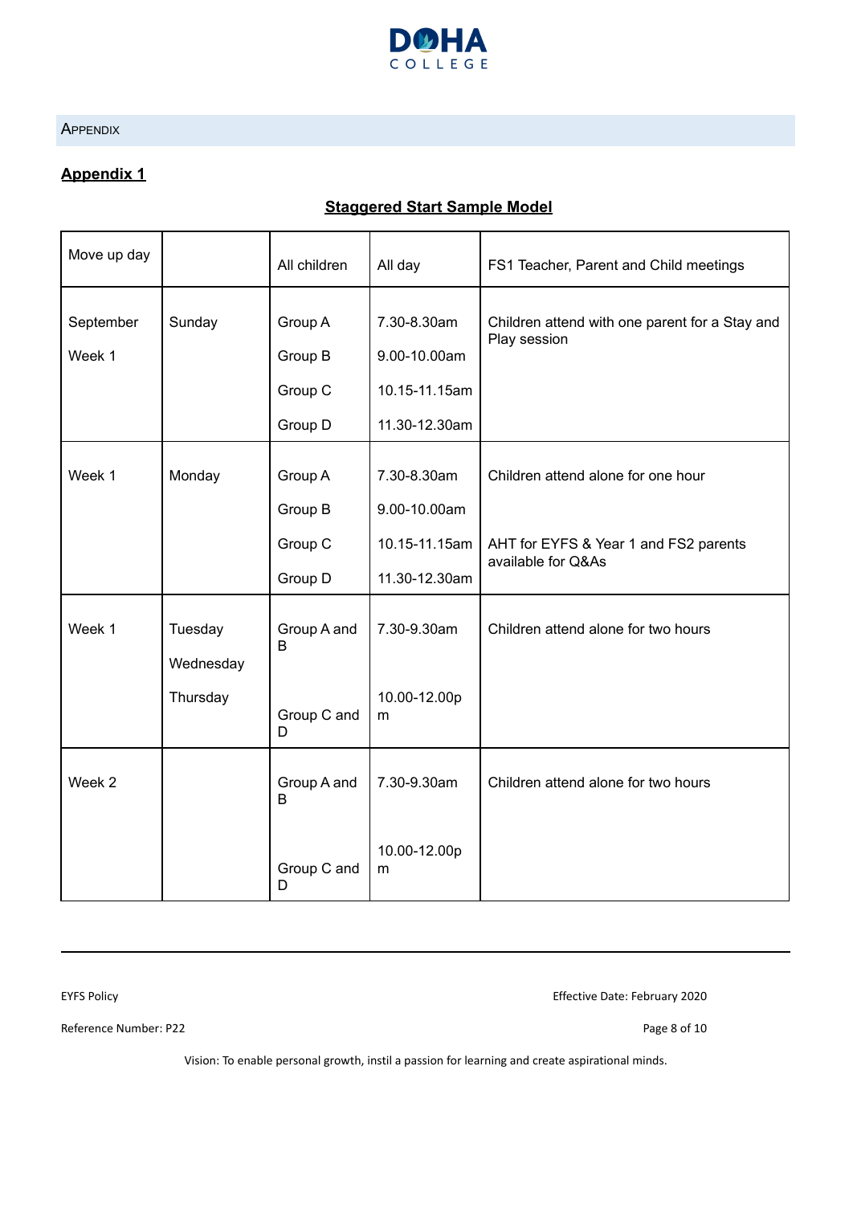## APPENDIX

### Appendix 1

**Staggered Start Sample Model**

| Move up day | | All children | All day | FS1 Teacher, Parent and Child meetings |
|---|---|---|---|---|
| September Week 1 | Sunday | Group A<br>Group B<br>Group C<br>Group D | 7.30-8.30am<br>9.00-10.00am<br>10.15-11.15am<br>11.30-12.30am | Children attend with one parent for a Stay and Play session |
| Week 1 | Monday | Group A<br>Group B<br>Group C<br>Group D | 7.30-8.30am<br>9.00-10.00am<br>10.15-11.15am<br>11.30-12.30am | Children attend alone for one hour<br><br>AHT for EYFS & Year 1 and FS2 parents available for Q&As |
| Week 1 | Tuesday<br>Wednesday<br>Thursday | Group A and B<br><br>Group C and D | 7.30-9.30am<br><br>10.00-12.00pm | Children attend alone for two hours |
| Week 2 | | Group A and B<br><br>Group C and D | 7.30-9.30am<br><br>10.00-12.00pm | Children attend alone for two hours |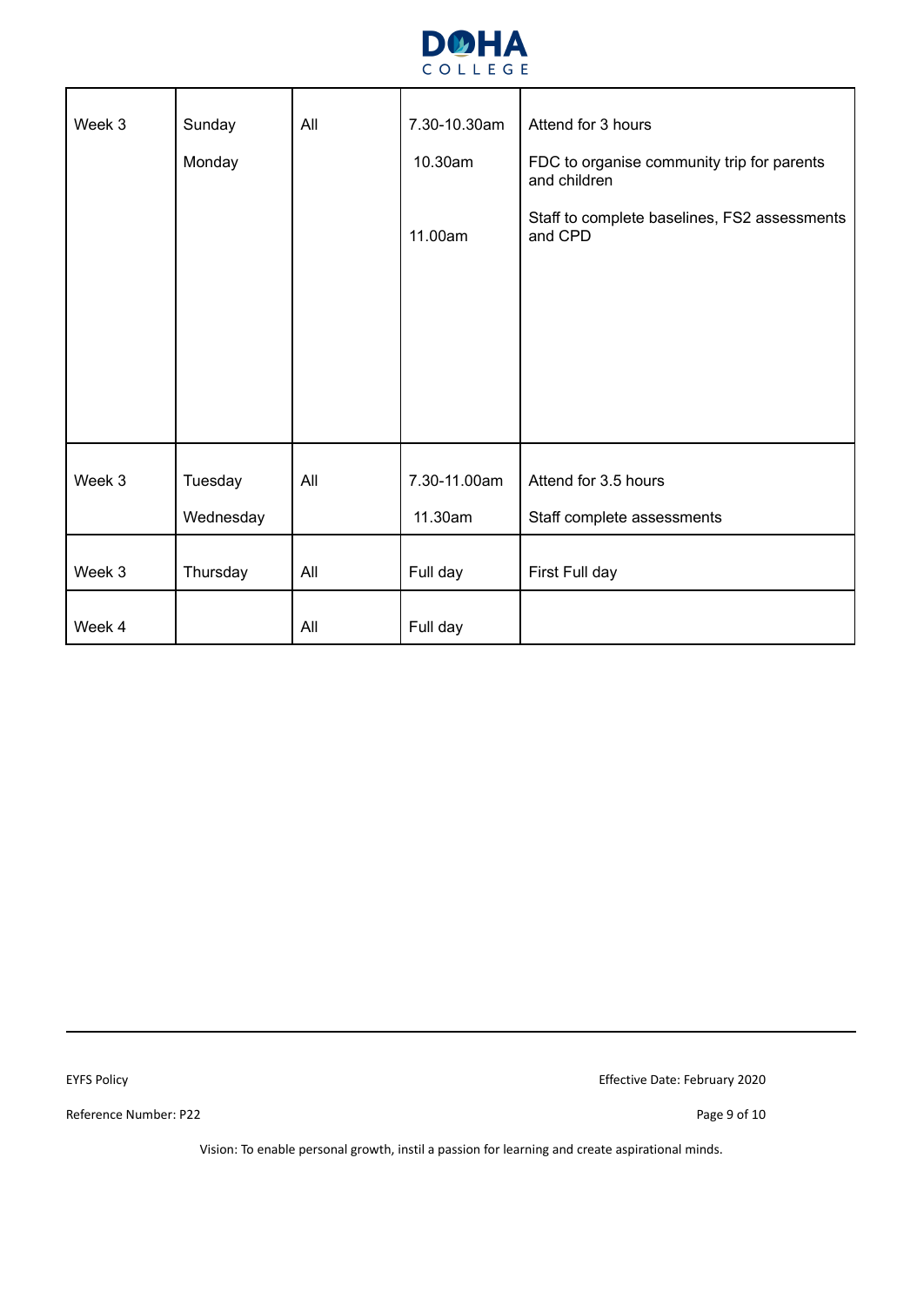| Week 3 | Sunday<br>Monday | All | 7.30-10.30am<br>10.30am<br>11.00am | Attend for 3 hours<br>FDC to organise community trip for parents and children<br>Staff to complete baselines, FS2 assessments and CPD |
|---|---|---|---|---|
| Week 3 | Tuesday<br>Wednesday | All | 7.30-11.00am<br>11.30am | Attend for 3.5 hours<br>Staff complete assessments |
| Week 3 | Thursday | All | Full day | First Full day |
| Week 4 | | All | Full day | |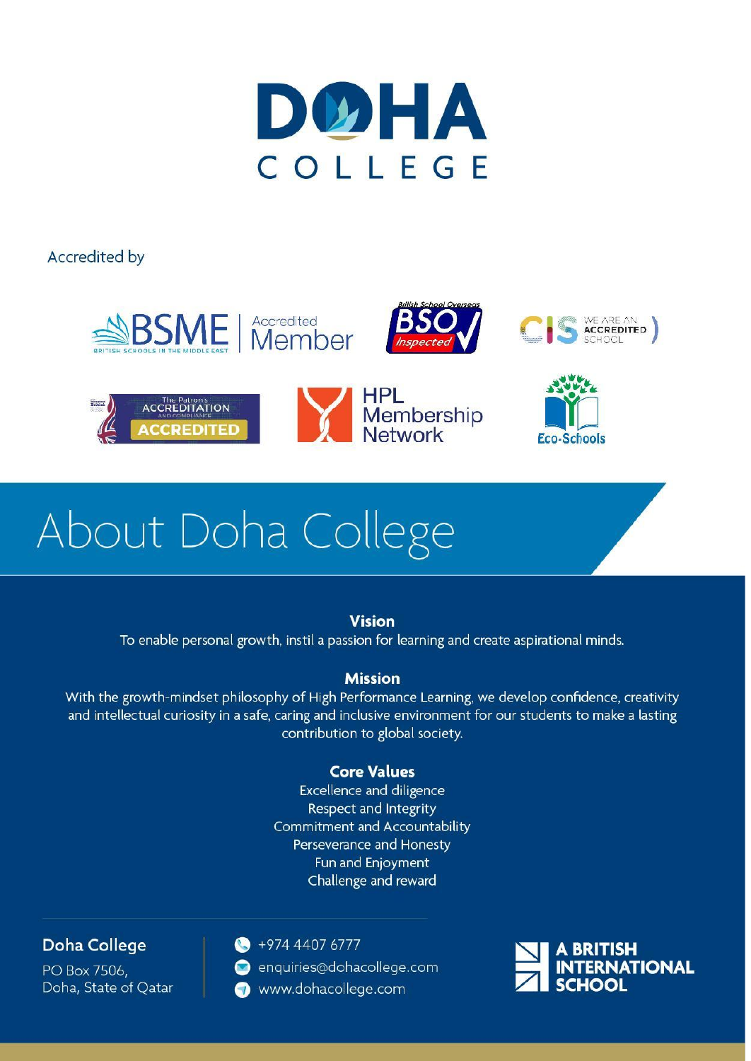# DOHA COLLEGE

Accredited by

BSME Accredited Member — BRITISH SCHOOLS IN THE MIDDLE EAST

British School Overseas BSO Inspected

CIS WE ARE AN ACCREDITED SCHOOL

The Patron's ACCREDITATION AND COMPLIANCE ACCREDITED

HPL Membership Network

Eco-Schools

## About Doha College

### Vision

To enable personal growth, instil a passion for learning and create aspirational minds.

### Mission

With the growth-mindset philosophy of High Performance Learning, we develop confidence, creativity and intellectual curiosity in a safe, caring and inclusive environment for our students to make a lasting contribution to global society.

### Core Values

Excellence and diligence
Respect and Integrity
Commitment and Accountability
Perseverance and Honesty
Fun and Enjoyment
Challenge and reward

**Doha College**

PO Box 7506,
Doha, State of Qatar

+974 4407 6777
enquiries@dohacollege.com
www.dohacollege.com

A BRITISH INTERNATIONAL SCHOOL